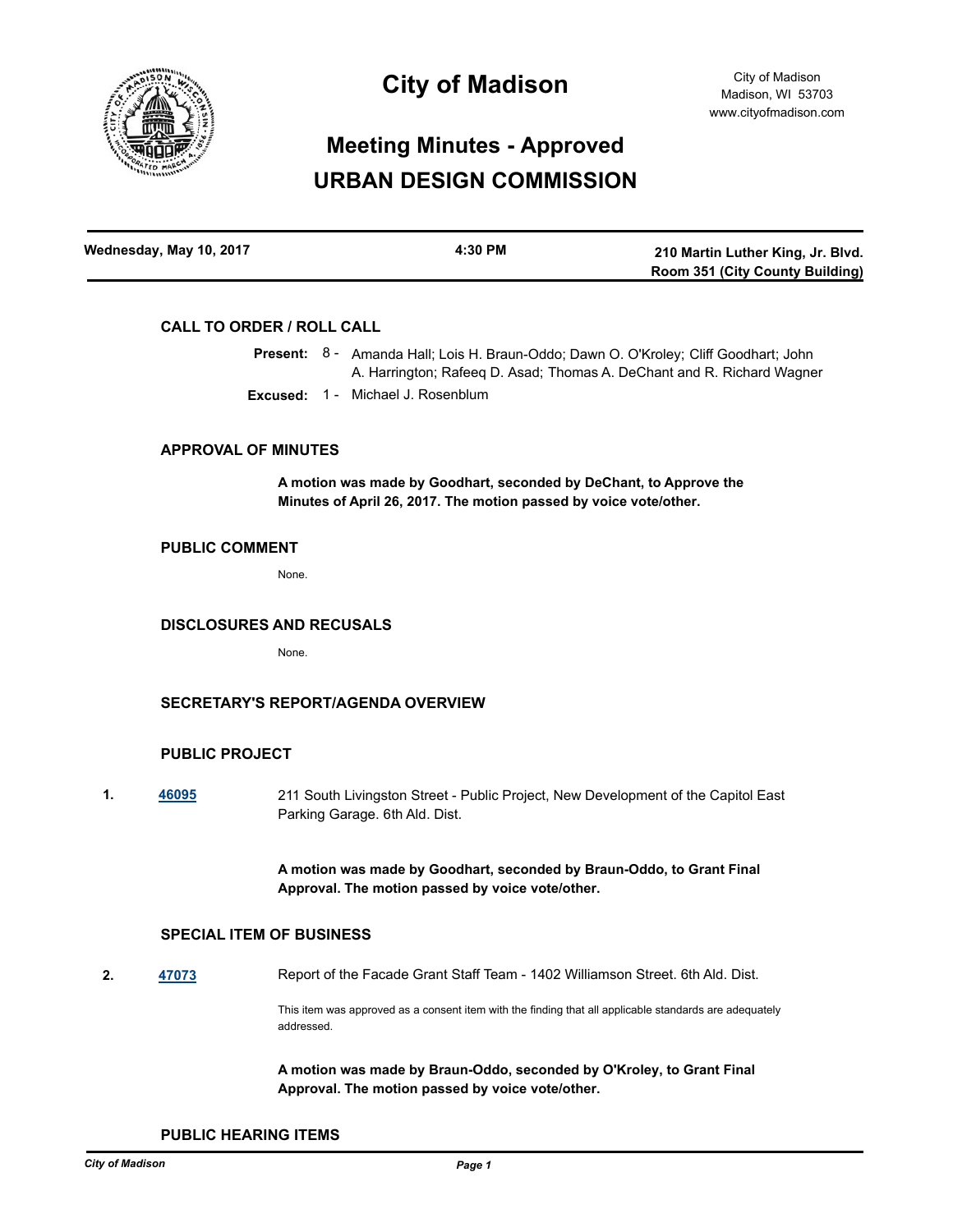# City of Madison

City of Madison
Madison, WI 53703
www.cityofmadison.com

# Meeting Minutes - Approved
# URBAN DESIGN COMMISSION

| Wednesday, May 10, 2017 | 4:30 PM | 210 Martin Luther King, Jr. Blvd. Room 351 (City County Building) |
|---|---|---|

## CALL TO ORDER / ROLL CALL

**Present:** 8 - Amanda Hall; Lois H. Braun-Oddo; Dawn O. O'Kroley; Cliff Goodhart; John A. Harrington; Rafeeq D. Asad; Thomas A. DeChant and R. Richard Wagner

**Excused:** 1 - Michael J. Rosenblum

## APPROVAL OF MINUTES

**A motion was made by Goodhart, seconded by DeChant, to Approve the Minutes of April 26, 2017. The motion passed by voice vote/other.**

## PUBLIC COMMENT

None.

## DISCLOSURES AND RECUSALS

None.

## SECRETARY'S REPORT/AGENDA OVERVIEW

## PUBLIC PROJECT

1. **46095** 211 South Livingston Street - Public Project, New Development of the Capitol East Parking Garage. 6th Ald. Dist.

   **A motion was made by Goodhart, seconded by Braun-Oddo, to Grant Final Approval. The motion passed by voice vote/other.**

## SPECIAL ITEM OF BUSINESS

2. **47073** Report of the Facade Grant Staff Team - 1402 Williamson Street. 6th Ald. Dist.

   This item was approved as a consent item with the finding that all applicable standards are adequately addressed.

   **A motion was made by Braun-Oddo, seconded by O'Kroley, to Grant Final Approval. The motion passed by voice vote/other.**

## PUBLIC HEARING ITEMS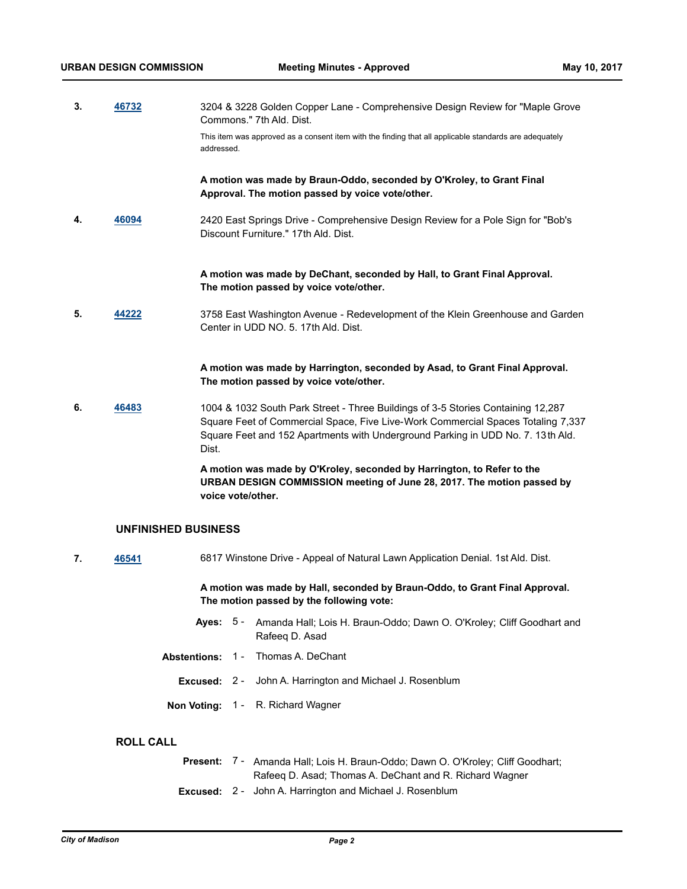3. **46732** 3204 & 3228 Golden Copper Lane - Comprehensive Design Review for "Maple Grove Commons." 7th Ald. Dist.

This item was approved as a consent item with the finding that all applicable standards are adequately addressed.

**A motion was made by Braun-Oddo, seconded by O'Kroley, to Grant Final Approval. The motion passed by voice vote/other.**

4. **46094** 2420 East Springs Drive - Comprehensive Design Review for a Pole Sign for "Bob's Discount Furniture." 17th Ald. Dist.

**A motion was made by DeChant, seconded by Hall, to Grant Final Approval. The motion passed by voice vote/other.**

5. **44222** 3758 East Washington Avenue - Redevelopment of the Klein Greenhouse and Garden Center in UDD NO. 5. 17th Ald. Dist.

**A motion was made by Harrington, seconded by Asad, to Grant Final Approval. The motion passed by voice vote/other.**

6. **46483** 1004 & 1032 South Park Street - Three Buildings of 3-5 Stories Containing 12,287 Square Feet of Commercial Space, Five Live-Work Commercial Spaces Totaling 7,337 Square Feet and 152 Apartments with Underground Parking in UDD No. 7. 13th Ald. Dist.

**A motion was made by O'Kroley, seconded by Harrington, to Refer to the URBAN DESIGN COMMISSION meeting of June 28, 2017. The motion passed by voice vote/other.**

## UNFINISHED BUSINESS

7. **46541** 6817 Winstone Drive - Appeal of Natural Lawn Application Denial. 1st Ald. Dist.

**A motion was made by Hall, seconded by Braun-Oddo, to Grant Final Approval. The motion passed by the following vote:**

**Ayes:** 5 - Amanda Hall; Lois H. Braun-Oddo; Dawn O. O'Kroley; Cliff Goodhart and Rafeeq D. Asad

**Abstentions:** 1 - Thomas A. DeChant

**Excused:** 2 - John A. Harrington and Michael J. Rosenblum

**Non Voting:** 1 - R. Richard Wagner

## ROLL CALL

**Present:** 7 - Amanda Hall; Lois H. Braun-Oddo; Dawn O. O'Kroley; Cliff Goodhart; Rafeeq D. Asad; Thomas A. DeChant and R. Richard Wagner

**Excused:** 2 - John A. Harrington and Michael J. Rosenblum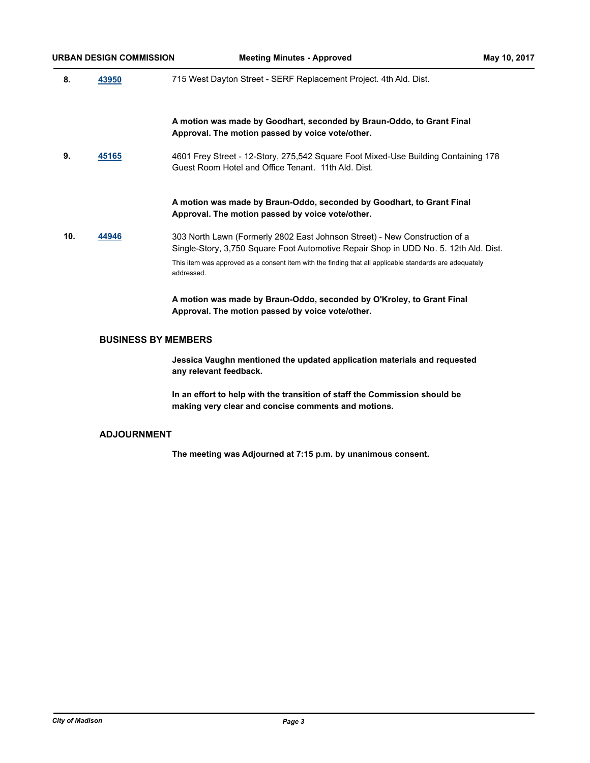**8.** **43950** 715 West Dayton Street - SERF Replacement Project. 4th Ald. Dist.

**A motion was made by Goodhart, seconded by Braun-Oddo, to Grant Final Approval. The motion passed by voice vote/other.**

**9.** **45165** 4601 Frey Street - 12-Story, 275,542 Square Foot Mixed-Use Building Containing 178 Guest Room Hotel and Office Tenant. 11th Ald. Dist.

**A motion was made by Braun-Oddo, seconded by Goodhart, to Grant Final Approval. The motion passed by voice vote/other.**

**10.** **44946** 303 North Lawn (Formerly 2802 East Johnson Street) - New Construction of a Single-Story, 3,750 Square Foot Automotive Repair Shop in UDD No. 5. 12th Ald. Dist.

This item was approved as a consent item with the finding that all applicable standards are adequately addressed.

**A motion was made by Braun-Oddo, seconded by O'Kroley, to Grant Final Approval. The motion passed by voice vote/other.**

## BUSINESS BY MEMBERS

**Jessica Vaughn mentioned the updated application materials and requested any relevant feedback.**

**In an effort to help with the transition of staff the Commission should be making very clear and concise comments and motions.**

## ADJOURNMENT

**The meeting was Adjourned at 7:15 p.m. by unanimous consent.**